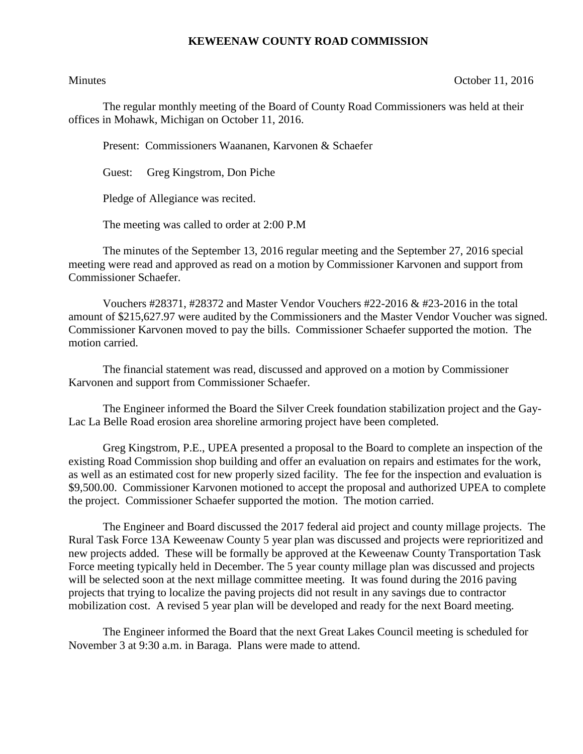# KEWEENAW COUNTY ROAD COMMISSION

Minutes October 11, 2016

The regular monthly meeting of the Board of County Road Commissioners was held at their offices in Mohawk, Michigan on October 11, 2016.

Present: Commissioners Waananen, Karvonen & Schaefer

Guest: Greg Kingstrom, Don Piche

Pledge of Allegiance was recited.

The meeting was called to order at 2:00 P.M

The minutes of the September 13, 2016 regular meeting and the September 27, 2016 special meeting were read and approved as read on a motion by Commissioner Karvonen and support from Commissioner Schaefer.

Vouchers #28371, #28372 and Master Vendor Vouchers #22-2016 & #23-2016 in the total amount of $215,627.97 were audited by the Commissioners and the Master Vendor Voucher was signed. Commissioner Karvonen moved to pay the bills. Commissioner Schaefer supported the motion. The motion carried.

The financial statement was read, discussed and approved on a motion by Commissioner Karvonen and support from Commissioner Schaefer.

The Engineer informed the Board the Silver Creek foundation stabilization project and the Gay-Lac La Belle Road erosion area shoreline armoring project have been completed.

Greg Kingstrom, P.E., UPEA presented a proposal to the Board to complete an inspection of the existing Road Commission shop building and offer an evaluation on repairs and estimates for the work, as well as an estimated cost for new properly sized facility. The fee for the inspection and evaluation is $9,500.00. Commissioner Karvonen motioned to accept the proposal and authorized UPEA to complete the project. Commissioner Schaefer supported the motion. The motion carried.

The Engineer and Board discussed the 2017 federal aid project and county millage projects. The Rural Task Force 13A Keweenaw County 5 year plan was discussed and projects were reprioritized and new projects added. These will be formally be approved at the Keweenaw County Transportation Task Force meeting typically held in December. The 5 year county millage plan was discussed and projects will be selected soon at the next millage committee meeting. It was found during the 2016 paving projects that trying to localize the paving projects did not result in any savings due to contractor mobilization cost. A revised 5 year plan will be developed and ready for the next Board meeting.

The Engineer informed the Board that the next Great Lakes Council meeting is scheduled for November 3 at 9:30 a.m. in Baraga. Plans were made to attend.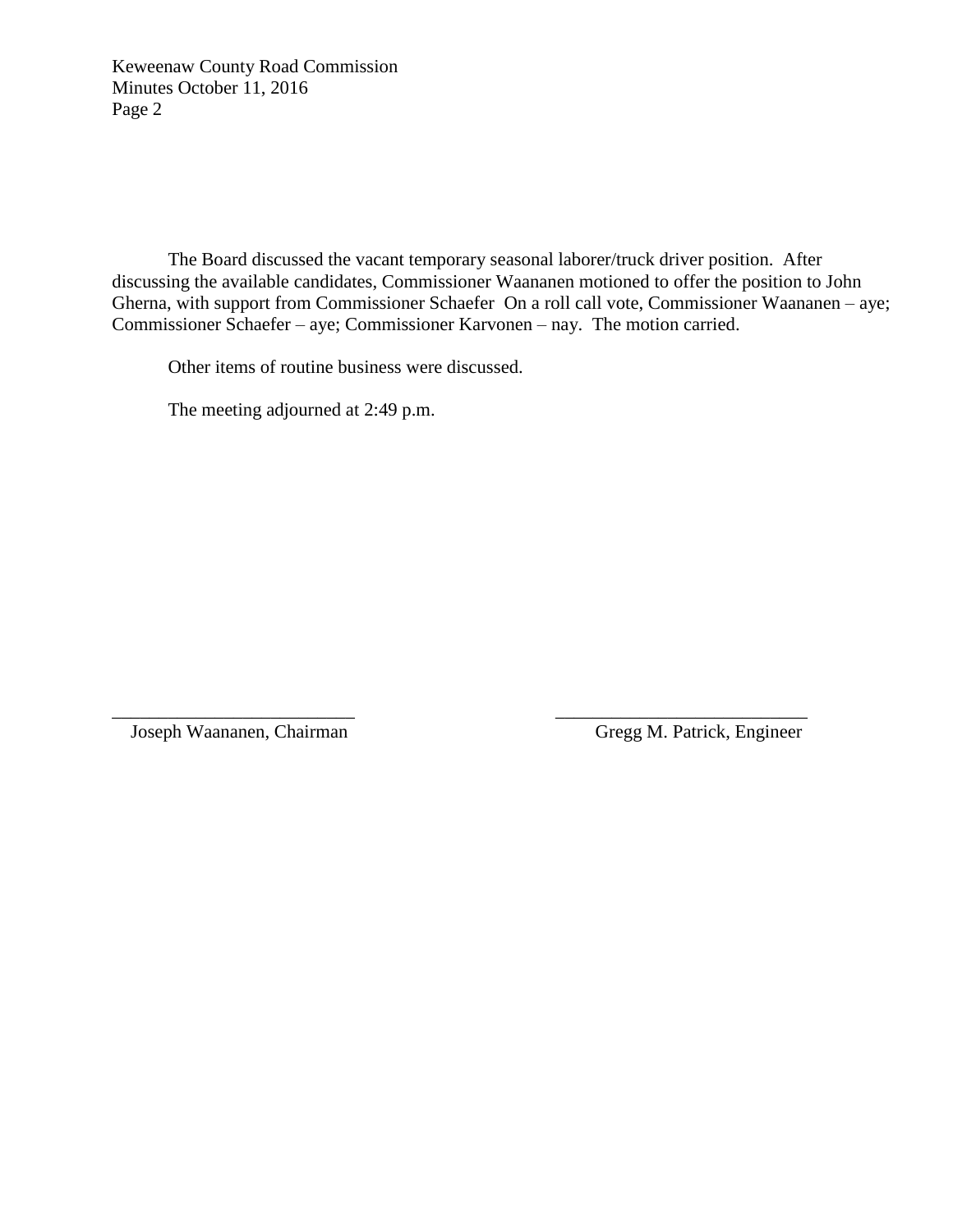The Board discussed the vacant temporary seasonal laborer/truck driver position. After discussing the available candidates, Commissioner Waananen motioned to offer the position to John Gherna, with support from Commissioner Schaefer On a roll call vote, Commissioner Waananen – aye; Commissioner Schaefer – aye; Commissioner Karvonen – nay. The motion carried.

Other items of routine business were discussed.

The meeting adjourned at 2:49 p.m.

\_\_\_\_\_\_\_\_\_\_\_\_\_\_\_\_\_\_\_\_\_\_\_\_\_\_ \_\_\_\_\_\_\_\_\_\_\_\_\_\_\_\_\_\_\_\_\_\_\_\_\_\_

Joseph Waananen, Chairman

Gregg M. Patrick, Engineer